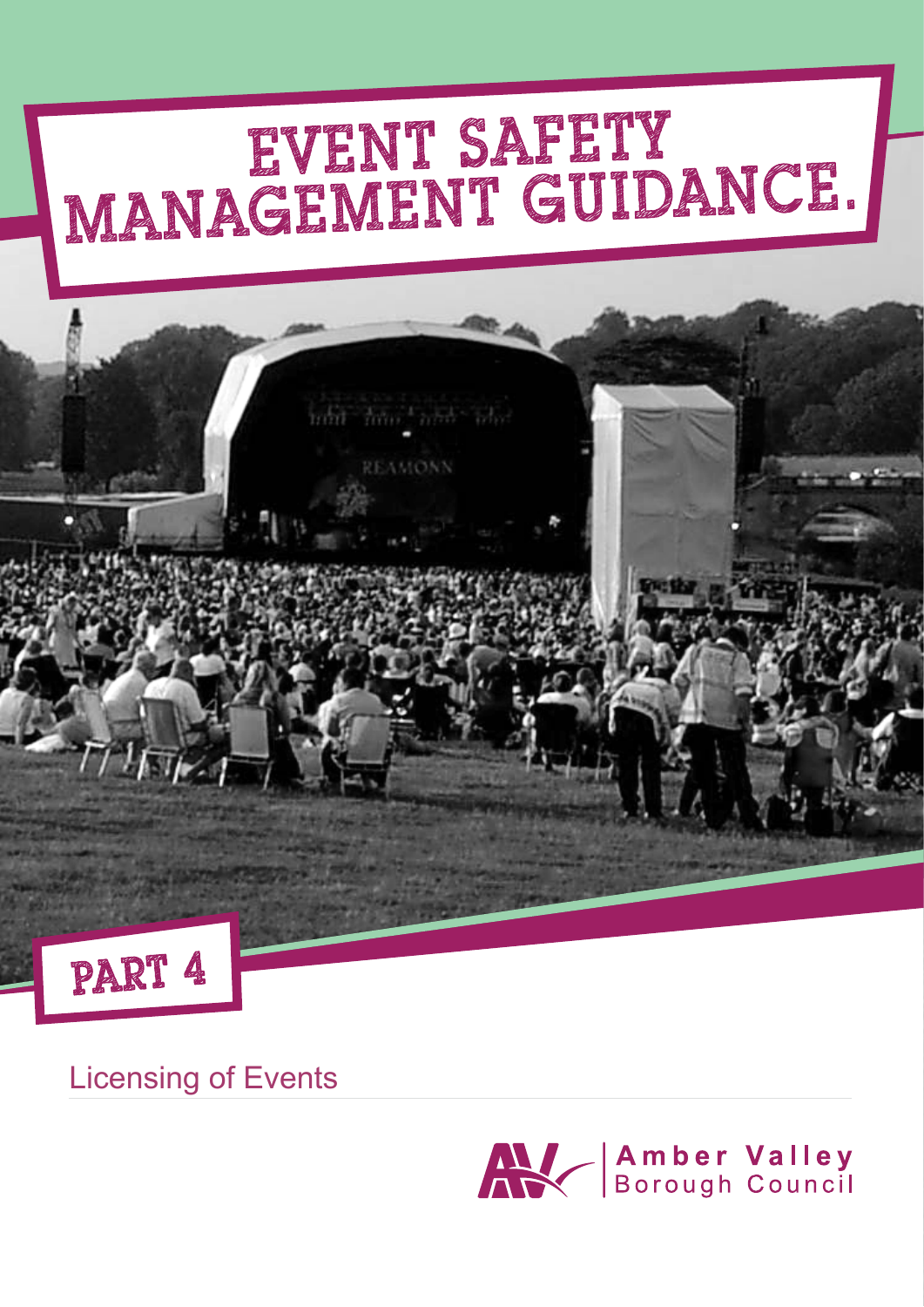# EVENT SAFETY MANAGEMENT GUIDANCE.

## PART 4

Licensing of Events

Amber Valley Borough Council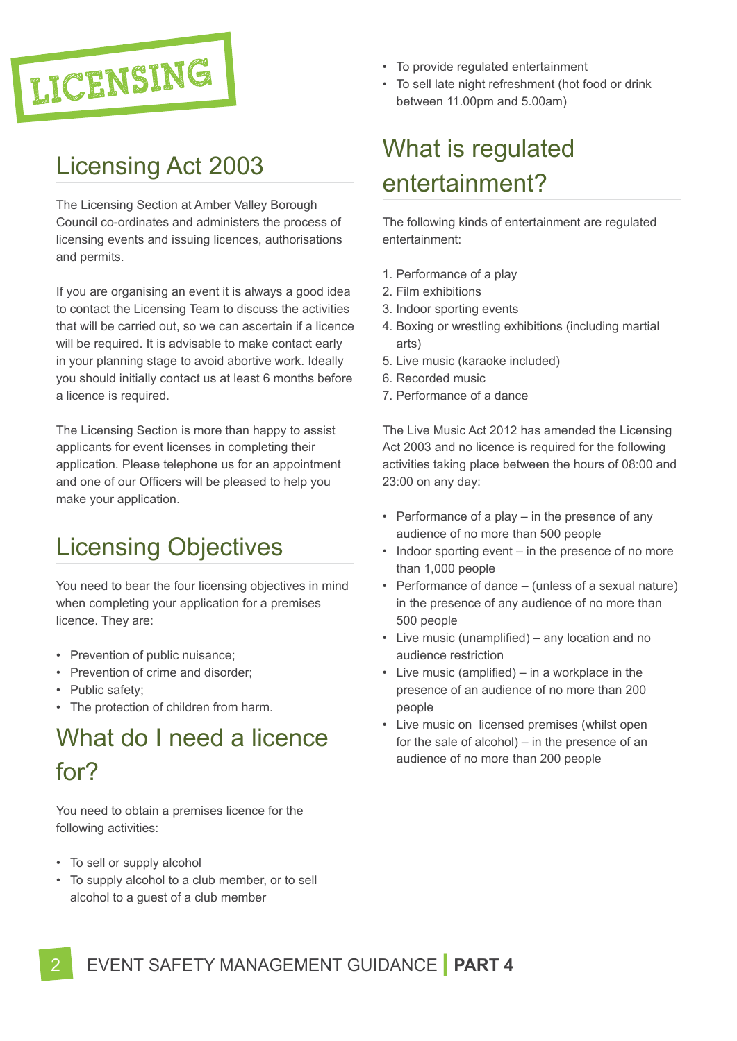// LICENSING

## Licensing Act 2003

The Licensing Section at Amber Valley Borough Council co-ordinates and administers the process of licensing events and issuing licences, authorisations and permits.

If you are organising an event it is always a good idea to contact the Licensing Team to discuss the activities that will be carried out, so we can ascertain if a licence will be required. It is advisable to make contact early in your planning stage to avoid abortive work. Ideally you should initially contact us at least 6 months before a licence is required.

The Licensing Section is more than happy to assist applicants for event licenses in completing their application. Please telephone us for an appointment and one of our Officers will be pleased to help you make your application.

## Licensing Objectives

You need to bear the four licensing objectives in mind when completing your application for a premises licence. They are:

- Prevention of public nuisance;
- Prevention of crime and disorder;
- Public safety;
- The protection of children from harm.

## What do I need a licence for?

You need to obtain a premises licence for the following activities:

- To sell or supply alcohol
- To supply alcohol to a club member, or to sell alcohol to a guest of a club member
- To provide regulated entertainment
- To sell late night refreshment (hot food or drink between 11.00pm and 5.00am)

## What is regulated entertainment?

The following kinds of entertainment are regulated entertainment:

1. Performance of a play
2. Film exhibitions
3. Indoor sporting events
4. Boxing or wrestling exhibitions (including martial arts)
5. Live music (karaoke included)
6. Recorded music
7. Performance of a dance

The Live Music Act 2012 has amended the Licensing Act 2003 and no licence is required for the following activities taking place between the hours of 08:00 and 23:00 on any day:

- Performance of a play – in the presence of any audience of no more than 500 people
- Indoor sporting event – in the presence of no more than 1,000 people
- Performance of dance – (unless of a sexual nature) in the presence of any audience of no more than 500 people
- Live music (unamplified) – any location and no audience restriction
- Live music (amplified) – in a workplace in the presence of an audience of no more than 200 people
- Live music on licensed premises (whilst open for the sale of alcohol) – in the presence of an audience of no more than 200 people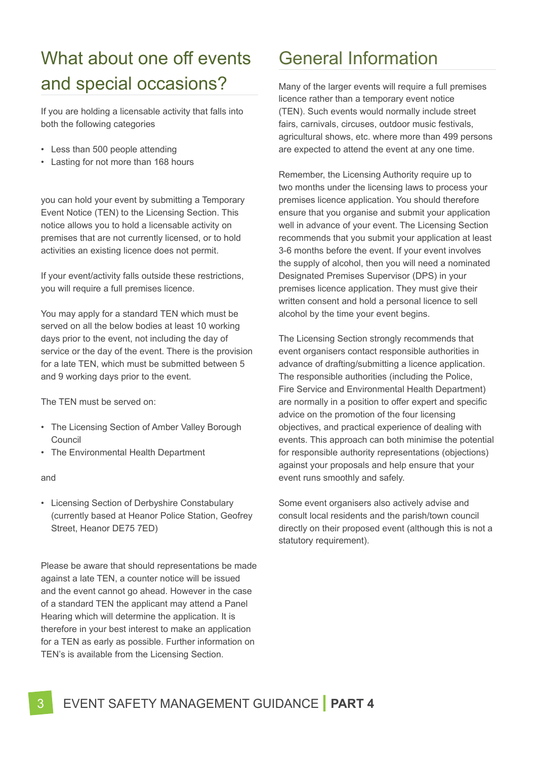## What about one off events and special occasions?

If you are holding a licensable activity that falls into both the following categories

- Less than 500 people attending
- Lasting for not more than 168 hours

you can hold your event by submitting a Temporary Event Notice (TEN) to the Licensing Section. This notice allows you to hold a licensable activity on premises that are not currently licensed, or to hold activities an existing licence does not permit.

If your event/activity falls outside these restrictions, you will require a full premises licence.

You may apply for a standard TEN which must be served on all the below bodies at least 10 working days prior to the event, not including the day of service or the day of the event. There is the provision for a late TEN, which must be submitted between 5 and 9 working days prior to the event.

The TEN must be served on:

- The Licensing Section of Amber Valley Borough Council
- The Environmental Health Department

and

- Licensing Section of Derbyshire Constabulary (currently based at Heanor Police Station, Geofrey Street, Heanor DE75 7ED)

Please be aware that should representations be made against a late TEN, a counter notice will be issued and the event cannot go ahead. However in the case of a standard TEN the applicant may attend a Panel Hearing which will determine the application. It is therefore in your best interest to make an application for a TEN as early as possible. Further information on TEN's is available from the Licensing Section.

## General Information

Many of the larger events will require a full premises licence rather than a temporary event notice (TEN). Such events would normally include street fairs, carnivals, circuses, outdoor music festivals, agricultural shows, etc. where more than 499 persons are expected to attend the event at any one time.

Remember, the Licensing Authority require up to two months under the licensing laws to process your premises licence application. You should therefore ensure that you organise and submit your application well in advance of your event. The Licensing Section recommends that you submit your application at least 3-6 months before the event. If your event involves the supply of alcohol, then you will need a nominated Designated Premises Supervisor (DPS) in your premises licence application. They must give their written consent and hold a personal licence to sell alcohol by the time your event begins.

The Licensing Section strongly recommends that event organisers contact responsible authorities in advance of drafting/submitting a licence application. The responsible authorities (including the Police, Fire Service and Environmental Health Department) are normally in a position to offer expert and specific advice on the promotion of the four licensing objectives, and practical experience of dealing with events. This approach can both minimise the potential for responsible authority representations (objections) against your proposals and help ensure that your event runs smoothly and safely.

Some event organisers also actively advise and consult local residents and the parish/town council directly on their proposed event (although this is not a statutory requirement).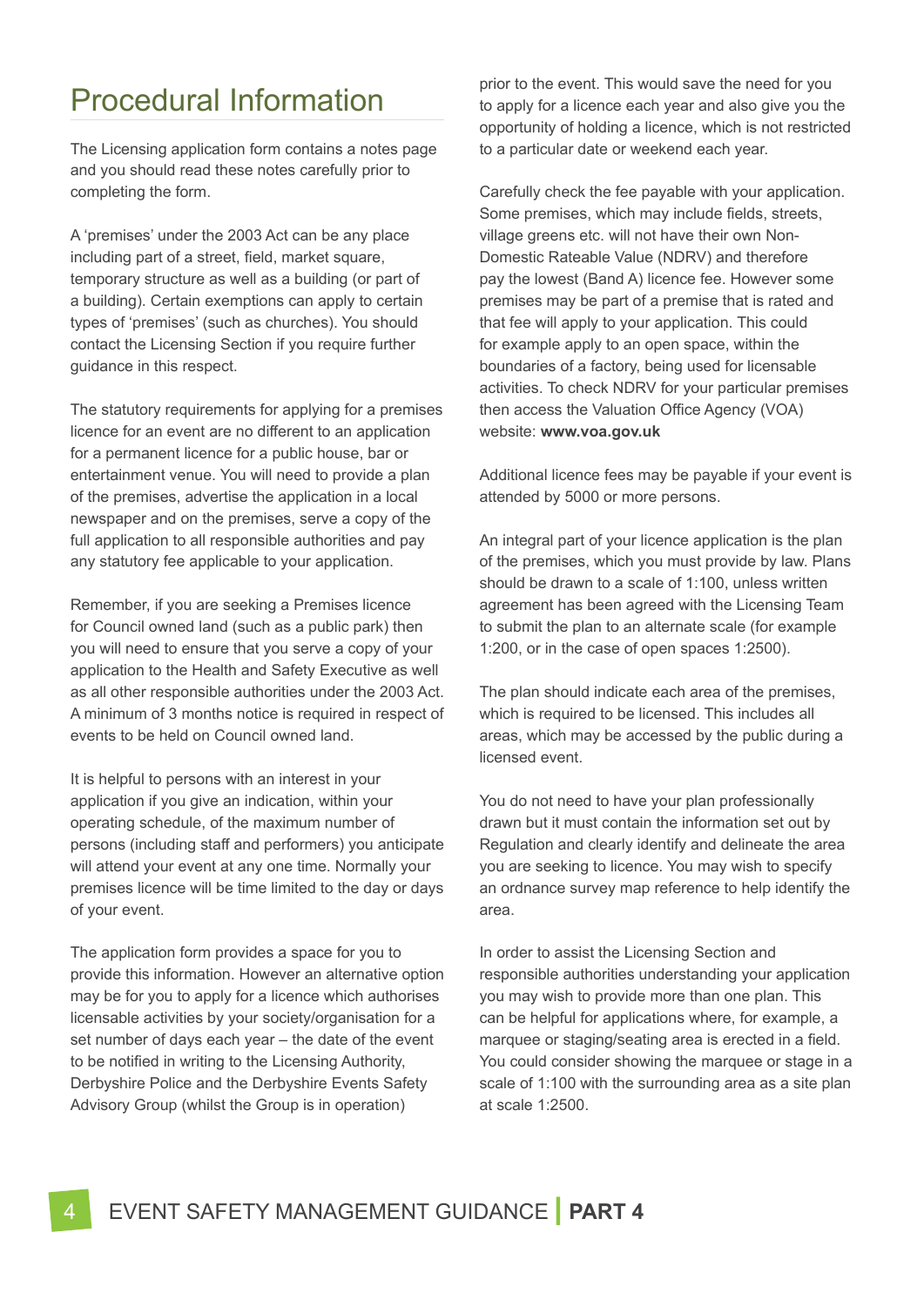# Procedural Information

The Licensing application form contains a notes page and you should read these notes carefully prior to completing the form.

A 'premises' under the 2003 Act can be any place including part of a street, field, market square, temporary structure as well as a building (or part of a building). Certain exemptions can apply to certain types of 'premises' (such as churches). You should contact the Licensing Section if you require further guidance in this respect.

The statutory requirements for applying for a premises licence for an event are no different to an application for a permanent licence for a public house, bar or entertainment venue. You will need to provide a plan of the premises, advertise the application in a local newspaper and on the premises, serve a copy of the full application to all responsible authorities and pay any statutory fee applicable to your application.

Remember, if you are seeking a Premises licence for Council owned land (such as a public park) then you will need to ensure that you serve a copy of your application to the Health and Safety Executive as well as all other responsible authorities under the 2003 Act. A minimum of 3 months notice is required in respect of events to be held on Council owned land.

It is helpful to persons with an interest in your application if you give an indication, within your operating schedule, of the maximum number of persons (including staff and performers) you anticipate will attend your event at any one time. Normally your premises licence will be time limited to the day or days of your event.

The application form provides a space for you to provide this information. However an alternative option may be for you to apply for a licence which authorises licensable activities by your society/organisation for a set number of days each year – the date of the event to be notified in writing to the Licensing Authority, Derbyshire Police and the Derbyshire Events Safety Advisory Group (whilst the Group is in operation) prior to the event. This would save the need for you to apply for a licence each year and also give you the opportunity of holding a licence, which is not restricted to a particular date or weekend each year.

Carefully check the fee payable with your application. Some premises, which may include fields, streets, village greens etc. will not have their own Non-Domestic Rateable Value (NDRV) and therefore pay the lowest (Band A) licence fee. However some premises may be part of a premise that is rated and that fee will apply to your application. This could for example apply to an open space, within the boundaries of a factory, being used for licensable activities. To check NDRV for your particular premises then access the Valuation Office Agency (VOA) website: **www.voa.gov.uk**

Additional licence fees may be payable if your event is attended by 5000 or more persons.

An integral part of your licence application is the plan of the premises, which you must provide by law. Plans should be drawn to a scale of 1:100, unless written agreement has been agreed with the Licensing Team to submit the plan to an alternate scale (for example 1:200, or in the case of open spaces 1:2500).

The plan should indicate each area of the premises, which is required to be licensed. This includes all areas, which may be accessed by the public during a licensed event.

You do not need to have your plan professionally drawn but it must contain the information set out by Regulation and clearly identify and delineate the area you are seeking to licence. You may wish to specify an ordnance survey map reference to help identify the area.

In order to assist the Licensing Section and responsible authorities understanding your application you may wish to provide more than one plan. This can be helpful for applications where, for example, a marquee or staging/seating area is erected in a field. You could consider showing the marquee or stage in a scale of 1:100 with the surrounding area as a site plan at scale 1:2500.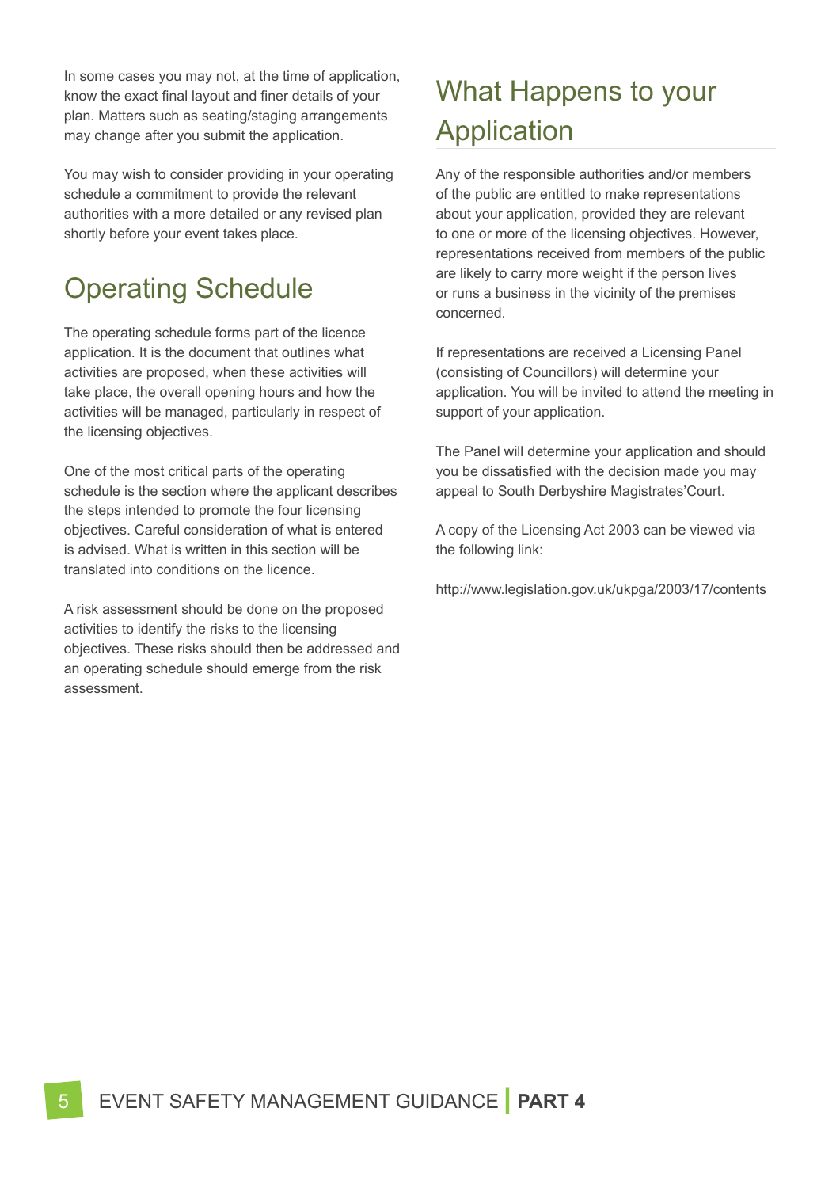In some cases you may not, at the time of application, know the exact final layout and finer details of your plan. Matters such as seating/staging arrangements may change after you submit the application.

You may wish to consider providing in your operating schedule a commitment to provide the relevant authorities with a more detailed or any revised plan shortly before your event takes place.

## Operating Schedule

The operating schedule forms part of the licence application. It is the document that outlines what activities are proposed, when these activities will take place, the overall opening hours and how the activities will be managed, particularly in respect of the licensing objectives.

One of the most critical parts of the operating schedule is the section where the applicant describes the steps intended to promote the four licensing objectives. Careful consideration of what is entered is advised. What is written in this section will be translated into conditions on the licence.

A risk assessment should be done on the proposed activities to identify the risks to the licensing objectives. These risks should then be addressed and an operating schedule should emerge from the risk assessment.

## What Happens to your Application

Any of the responsible authorities and/or members of the public are entitled to make representations about your application, provided they are relevant to one or more of the licensing objectives. However, representations received from members of the public are likely to carry more weight if the person lives or runs a business in the vicinity of the premises concerned.

If representations are received a Licensing Panel (consisting of Councillors) will determine your application. You will be invited to attend the meeting in support of your application.

The Panel will determine your application and should you be dissatisfied with the decision made you may appeal to South Derbyshire Magistrates'Court.

A copy of the Licensing Act 2003 can be viewed via the following link:

http://www.legislation.gov.uk/ukpga/2003/17/contents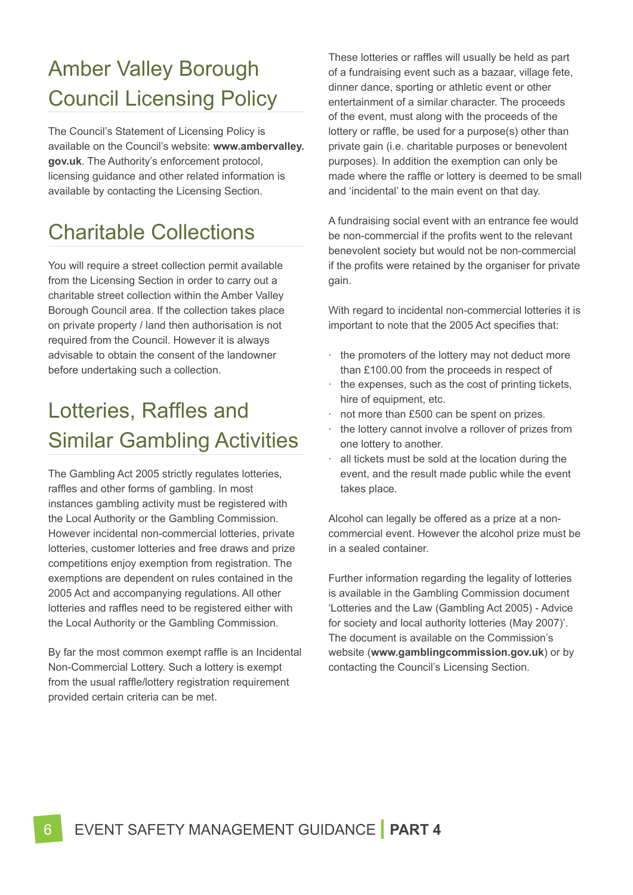## Amber Valley Borough Council Licensing Policy

The Council's Statement of Licensing Policy is available on the Council's website: **www.ambervalley.gov.uk**. The Authority's enforcement protocol, licensing guidance and other related information is available by contacting the Licensing Section.

## Charitable Collections

You will require a street collection permit available from the Licensing Section in order to carry out a charitable street collection within the Amber Valley Borough Council area. If the collection takes place on private property / land then authorisation is not required from the Council. However it is always advisable to obtain the consent of the landowner before undertaking such a collection.

## Lotteries, Raffles and Similar Gambling Activities

The Gambling Act 2005 strictly regulates lotteries, raffles and other forms of gambling. In most instances gambling activity must be registered with the Local Authority or the Gambling Commission. However incidental non-commercial lotteries, private lotteries, customer lotteries and free draws and prize competitions enjoy exemption from registration. The exemptions are dependent on rules contained in the 2005 Act and accompanying regulations. All other lotteries and raffles need to be registered either with the Local Authority or the Gambling Commission.

By far the most common exempt raffle is an Incidental Non-Commercial Lottery. Such a lottery is exempt from the usual raffle/lottery registration requirement provided certain criteria can be met.

These lotteries or raffles will usually be held as part of a fundraising event such as a bazaar, village fete, dinner dance, sporting or athletic event or other entertainment of a similar character. The proceeds of the event, must along with the proceeds of the lottery or raffle, be used for a purpose(s) other than private gain (i.e. charitable purposes or benevolent purposes). In addition the exemption can only be made where the raffle or lottery is deemed to be small and 'incidental' to the main event on that day.

A fundraising social event with an entrance fee would be non-commercial if the profits went to the relevant benevolent society but would not be non-commercial if the profits were retained by the organiser for private gain.

With regard to incidental non-commercial lotteries it is important to note that the 2005 Act specifies that:

- the promoters of the lottery may not deduct more than £100.00 from the proceeds in respect of
- the expenses, such as the cost of printing tickets, hire of equipment, etc.
- not more than £500 can be spent on prizes.
- the lottery cannot involve a rollover of prizes from one lottery to another.
- all tickets must be sold at the location during the event, and the result made public while the event takes place.

Alcohol can legally be offered as a prize at a non-commercial event. However the alcohol prize must be in a sealed container.

Further information regarding the legality of lotteries is available in the Gambling Commission document 'Lotteries and the Law (Gambling Act 2005) - Advice for society and local authority lotteries (May 2007)'. The document is available on the Commission's website (**www.gamblingcommission.gov.uk**) or by contacting the Council's Licensing Section.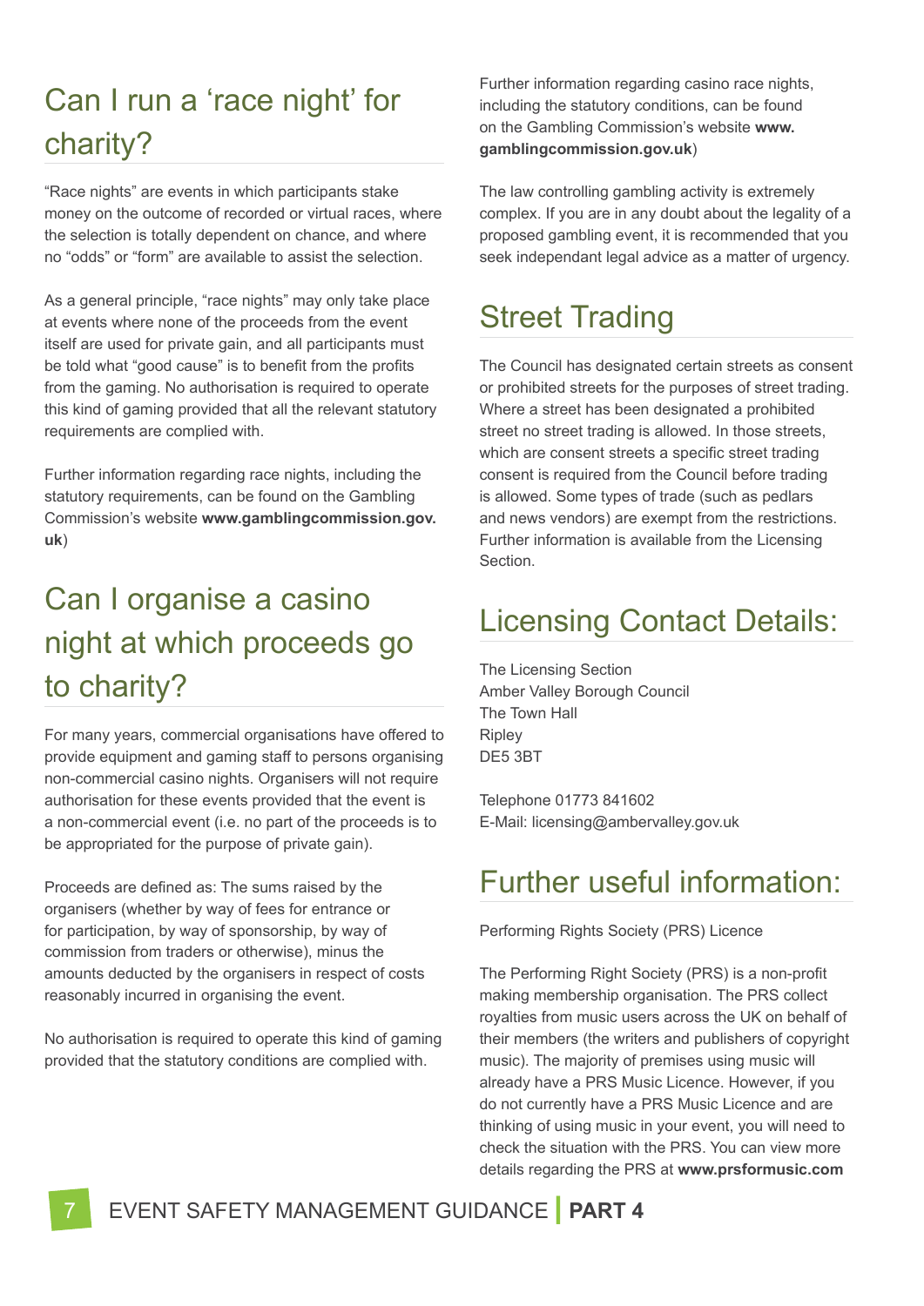## Can I run a 'race night' for charity?

"Race nights" are events in which participants stake money on the outcome of recorded or virtual races, where the selection is totally dependent on chance, and where no "odds" or "form" are available to assist the selection.

As a general principle, "race nights" may only take place at events where none of the proceeds from the event itself are used for private gain, and all participants must be told what "good cause" is to benefit from the profits from the gaming. No authorisation is required to operate this kind of gaming provided that all the relevant statutory requirements are complied with.

Further information regarding race nights, including the statutory requirements, can be found on the Gambling Commission's website **www.gamblingcommission.gov.uk**)

## Can I organise a casino night at which proceeds go to charity?

For many years, commercial organisations have offered to provide equipment and gaming staff to persons organising non-commercial casino nights. Organisers will not require authorisation for these events provided that the event is a non-commercial event (i.e. no part of the proceeds is to be appropriated for the purpose of private gain).

Proceeds are defined as: The sums raised by the organisers (whether by way of fees for entrance or for participation, by way of sponsorship, by way of commission from traders or otherwise), minus the amounts deducted by the organisers in respect of costs reasonably incurred in organising the event.

No authorisation is required to operate this kind of gaming provided that the statutory conditions are complied with.

Further information regarding casino race nights, including the statutory conditions, can be found on the Gambling Commission's website **www.gamblingcommission.gov.uk**)

The law controlling gambling activity is extremely complex. If you are in any doubt about the legality of a proposed gambling event, it is recommended that you seek independant legal advice as a matter of urgency.

## Street Trading

The Council has designated certain streets as consent or prohibited streets for the purposes of street trading. Where a street has been designated a prohibited street no street trading is allowed. In those streets, which are consent streets a specific street trading consent is required from the Council before trading is allowed. Some types of trade (such as pedlars and news vendors) are exempt from the restrictions. Further information is available from the Licensing Section.

## Licensing Contact Details:

The Licensing Section
Amber Valley Borough Council
The Town Hall
Ripley
DE5 3BT

Telephone 01773 841602
E-Mail: licensing@ambervalley.gov.uk

## Further useful information:

Performing Rights Society (PRS) Licence

The Performing Right Society (PRS) is a non-profit making membership organisation. The PRS collect royalties from music users across the UK on behalf of their members (the writers and publishers of copyright music). The majority of premises using music will already have a PRS Music Licence. However, if you do not currently have a PRS Music Licence and are thinking of using music in your event, you will need to check the situation with the PRS. You can view more details regarding the PRS at **www.prsformusic.com**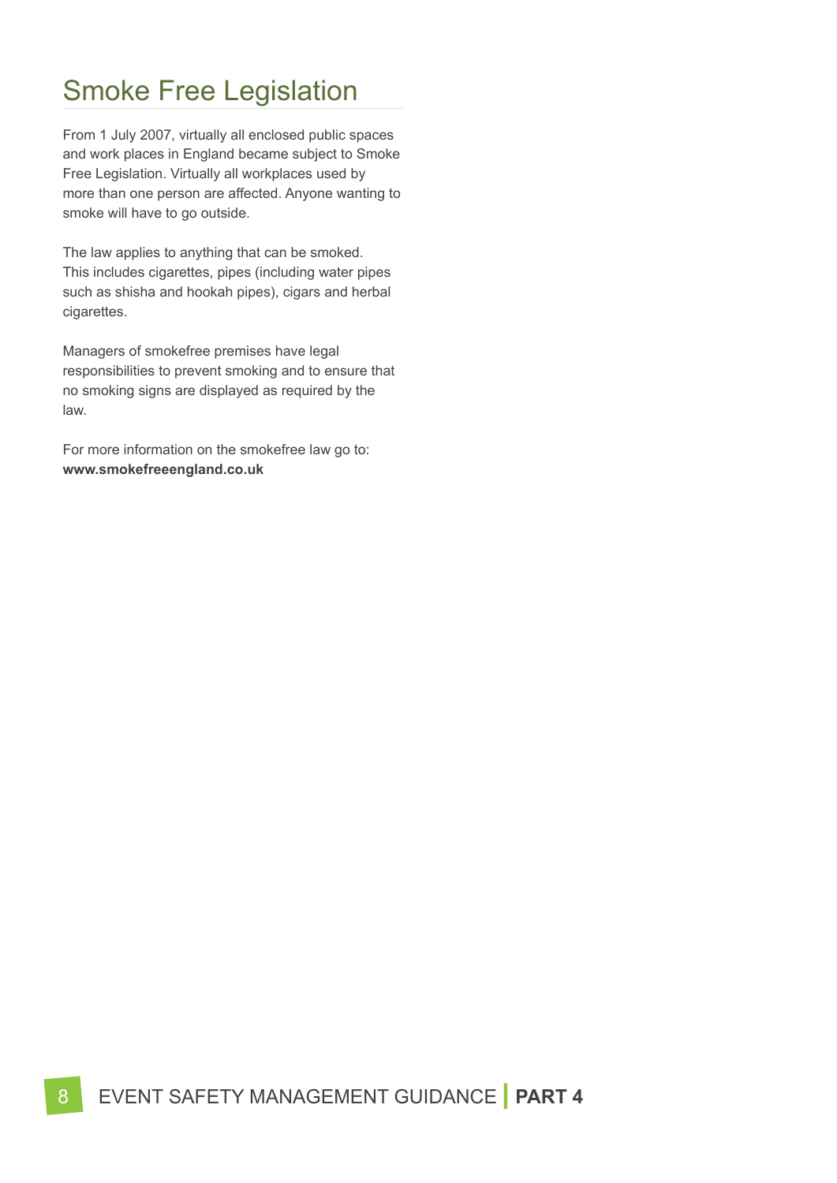# Smoke Free Legislation

From 1 July 2007, virtually all enclosed public spaces and work places in England became subject to Smoke Free Legislation. Virtually all workplaces used by more than one person are affected. Anyone wanting to smoke will have to go outside.

The law applies to anything that can be smoked. This includes cigarettes, pipes (including water pipes such as shisha and hookah pipes), cigars and herbal cigarettes.

Managers of smokefree premises have legal responsibilities to prevent smoking and to ensure that no smoking signs are displayed as required by the law.

For more information on the smokefree law go to:
**www.smokefreeengland.co.uk**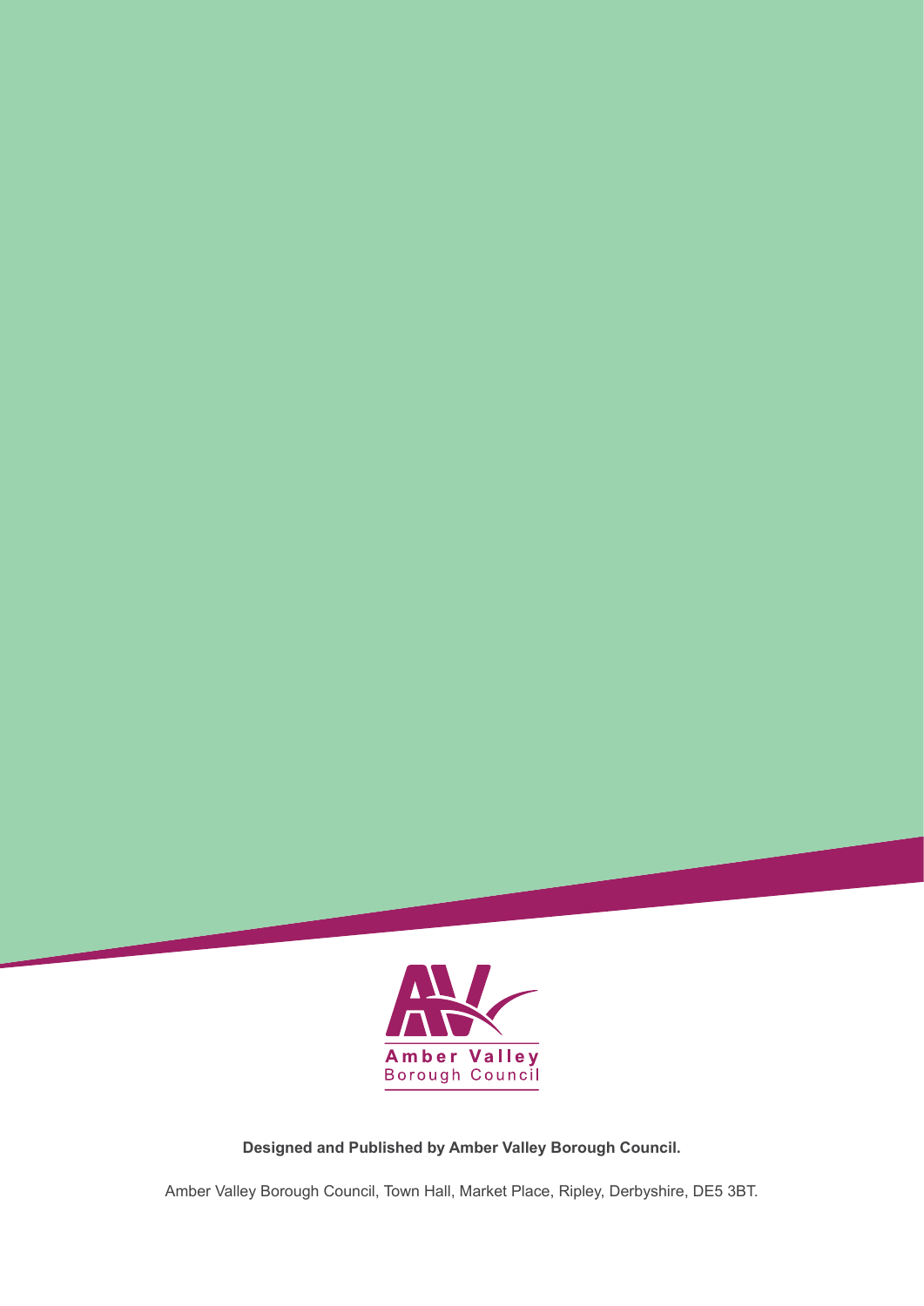Amber Valley
Borough Council

**Designed and Published by Amber Valley Borough Council.**

Amber Valley Borough Council, Town Hall, Market Place, Ripley, Derbyshire, DE5 3BT.